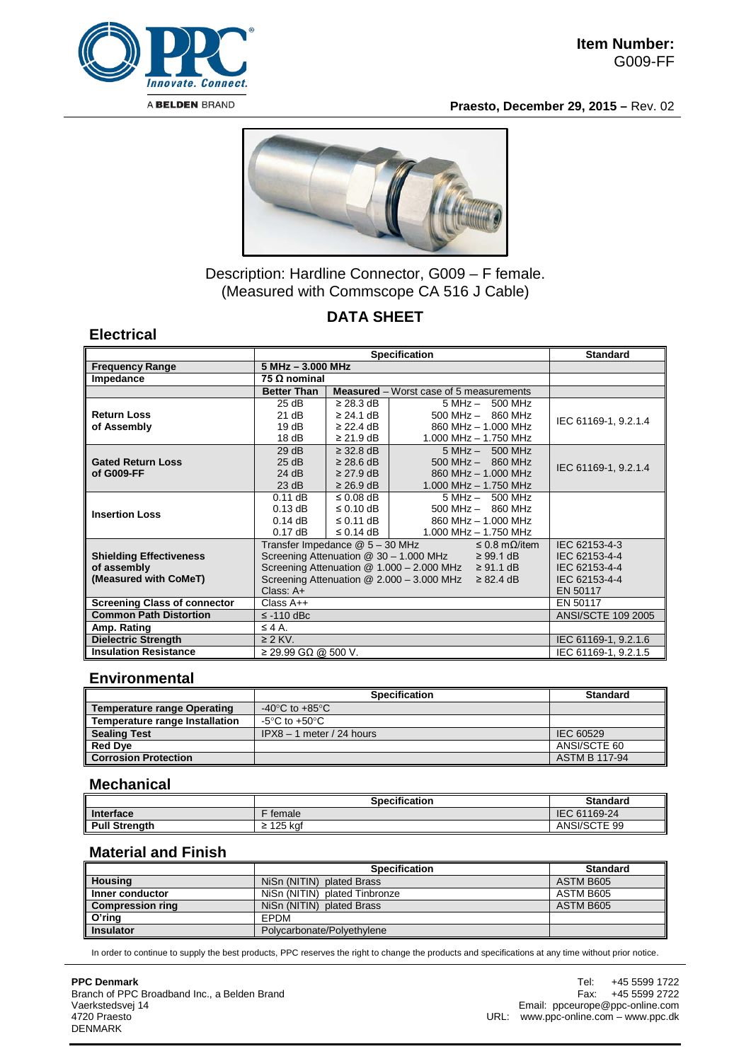**Item Number:**
G009-FF

**Praesto, December 29, 2015 –** Rev. 02

Description: Hardline Connector, G009 – F female.
(Measured with Commscope CA 516 J Cable)

## DATA SHEET

### Electrical

| | Specification | | | Standard |
|---|---|---|---|---|
| **Frequency Range** | **5 MHz – 3.000 MHz** | | | |
| **Impedance** | **75 Ω nominal** | | | |
| | **Better Than** | **Measured** – Worst case of 5 measurements | | |
| **Return Loss of Assembly** | 25 dB | ≥ 28.3 dB | 5 MHz – 500 MHz | IEC 61169-1, 9.2.1.4 |
| | 21 dB | ≥ 24.1 dB | 500 MHz – 860 MHz | |
| | 19 dB | ≥ 22.4 dB | 860 MHz – 1.000 MHz | |
| | 18 dB | ≥ 21.9 dB | 1.000 MHz – 1.750 MHz | |
| **Gated Return Loss of G009-FF** | 29 dB | ≥ 32.8 dB | 5 MHz – 500 MHz | IEC 61169-1, 9.2.1.4 |
| | 25 dB | ≥ 28.6 dB | 500 MHz – 860 MHz | |
| | 24 dB | ≥ 27.9 dB | 860 MHz – 1.000 MHz | |
| | 23 dB | ≥ 26.9 dB | 1.000 MHz – 1.750 MHz | |
| **Insertion Loss** | 0.11 dB | ≤ 0.08 dB | 5 MHz – 500 MHz | |
| | 0.13 dB | ≤ 0.10 dB | 500 MHz – 860 MHz | |
| | 0.14 dB | ≤ 0.11 dB | 860 MHz – 1.000 MHz | |
| | 0.17 dB | ≤ 0.14 dB | 1.000 MHz – 1.750 MHz | |
| **Shielding Effectiveness of assembly (Measured with CoMeT)** | Transfer Impedance @ 5 – 30 MHz ≤ 0.8 mΩ/item | | | IEC 62153-4-3 |
| | Screening Attenuation @ 30 – 1.000 MHz ≥ 99.1 dB | | | IEC 62153-4-4 |
| | Screening Attenuation @ 1.000 – 2.000 MHz ≥ 91.1 dB | | | IEC 62153-4-4 |
| | Screening Attenuation @ 2.000 – 3.000 MHz ≥ 82.4 dB | | | IEC 62153-4-4 |
| | Class: A+ | | | EN 50117 |
| **Screening Class of connector** | Class A++ | | | EN 50117 |
| **Common Path Distortion** | ≤ -110 dBc | | | ANSI/SCTE 109 2005 |
| **Amp. Rating** | ≤ 4 A. | | | |
| **Dielectric Strength** | ≥ 2 KV. | | | IEC 61169-1, 9.2.1.6 |
| **Insulation Resistance** | ≥ 29.99 GΩ @ 500 V. | | | IEC 61169-1, 9.2.1.5 |

### Environmental

| | Specification | Standard |
|---|---|---|
| **Temperature range Operating** | -40°C to +85°C | |
| **Temperature range Installation** | -5°C to +50°C | |
| **Sealing Test** | IPX8 – 1 meter / 24 hours | IEC 60529 |
| **Red Dye** | | ANSI/SCTE 60 |
| **Corrosion Protection** | | ASTM B 117-94 |

### Mechanical

| | Specification | Standard |
|---|---|---|
| **Interface** | F female | IEC 61169-24 |
| **Pull Strength** | ≥ 125 kgf | ANSI/SCTE 99 |

### Material and Finish

| | Specification | Standard |
|---|---|---|
| **Housing** | NiSn (NITIN) plated Brass | ASTM B605 |
| **Inner conductor** | NiSn (NITIN) plated Tinbronze | ASTM B605 |
| **Compression ring** | NiSn (NITIN) plated Brass | ASTM B605 |
| **O'ring** | EPDM | |
| **Insulator** | Polycarbonate/Polyethylene | |

In order to continue to supply the best products, PPC reserves the right to change the products and specifications at any time without prior notice.

**PPC Denmark**
Branch of PPC Broadband Inc., a Belden Brand
Vaerkstedsvej 14
4720 Praesto
DENMARK

Tel: +45 5599 1722
Fax: +45 5599 2722
Email: ppceurope@ppc-online.com
URL: www.ppc-online.com – www.ppc.dk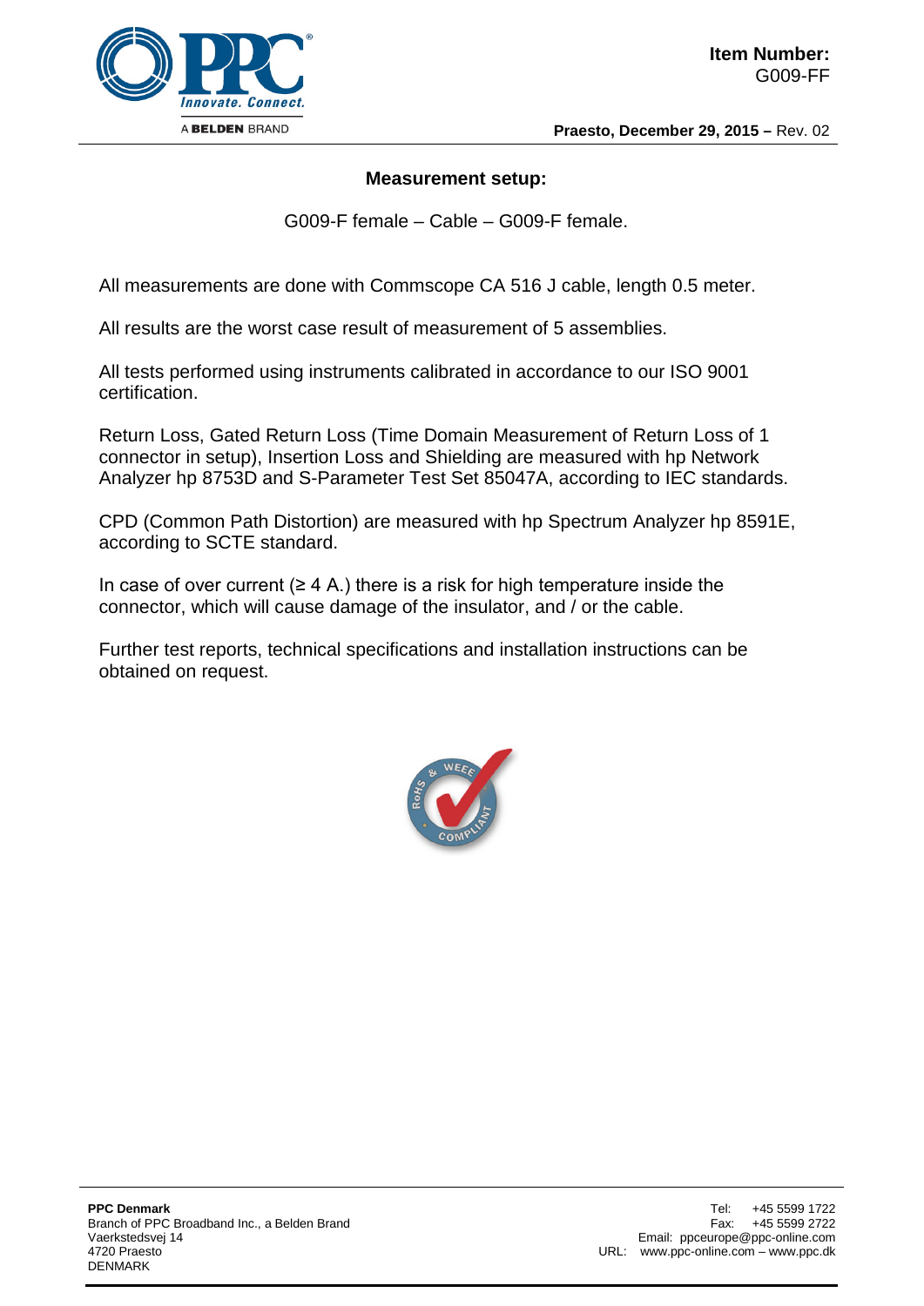**Item Number:**
G009-FF

**Praesto, December 29, 2015 –** Rev. 02

**Measurement setup:**

G009-F female – Cable – G009-F female.

All measurements are done with Commscope CA 516 J cable, length 0.5 meter.

All results are the worst case result of measurement of 5 assemblies.

All tests performed using instruments calibrated in accordance to our ISO 9001 certification.

Return Loss, Gated Return Loss (Time Domain Measurement of Return Loss of 1 connector in setup), Insertion Loss and Shielding are measured with hp Network Analyzer hp 8753D and S-Parameter Test Set 85047A, according to IEC standards.

CPD (Common Path Distortion) are measured with hp Spectrum Analyzer hp 8591E, according to SCTE standard.

In case of over current (≥ 4 A.) there is a risk for high temperature inside the connector, which will cause damage of the insulator, and / or the cable.

Further test reports, technical specifications and installation instructions can be obtained on request.

RoHS & WEEE COMPLIANT

**PPC Denmark**
Branch of PPC Broadband Inc., a Belden Brand
Vaerkstedsvej 14
4720 Praesto
DENMARK

Tel: +45 5599 1722
Fax: +45 5599 2722
Email: ppceurope@ppc-online.com
URL: www.ppc-online.com – www.ppc.dk